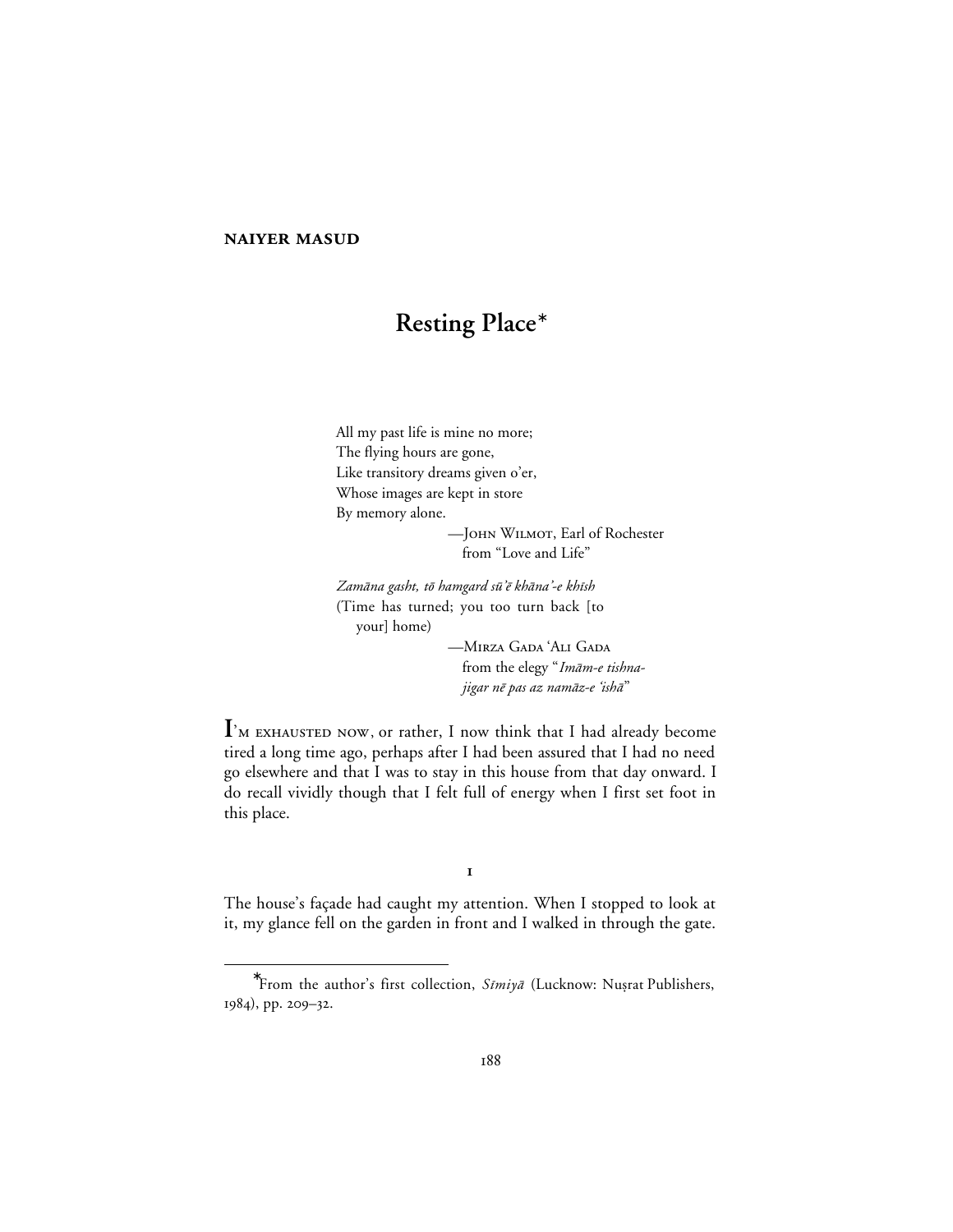**NAIYER MASUD**

# Resting Place*

All my past life is mine no more;
The flying hours are gone,
Like transitory dreams given o'er,
Whose images are kept in store
By memory alone.

—John Wilmot, Earl of Rochester
from "Love and Life"

*Zamāna gasht, tō hamgard sū'ē khāna'-e khīsh*
(Time has turned; you too turn back [to your] home)

—Mirza Gada 'Ali Gada
from the elegy "*Imām-e tishna-jigar nē pas az namāz-e 'ishā*"

I'm exhausted now, or rather, I now think that I had already become tired a long time ago, perhaps after I had been assured that I had no need go elsewhere and that I was to stay in this house from that day onward. I do recall vividly though that I felt full of energy when I first set foot in this place.

## 1

The house's façade had caught my attention. When I stopped to look at it, my glance fell on the garden in front and I walked in through the gate.

*From the author's first collection, *Sīmiyā* (Lucknow: Nuṣrat Publishers, 1984), pp. 209–32.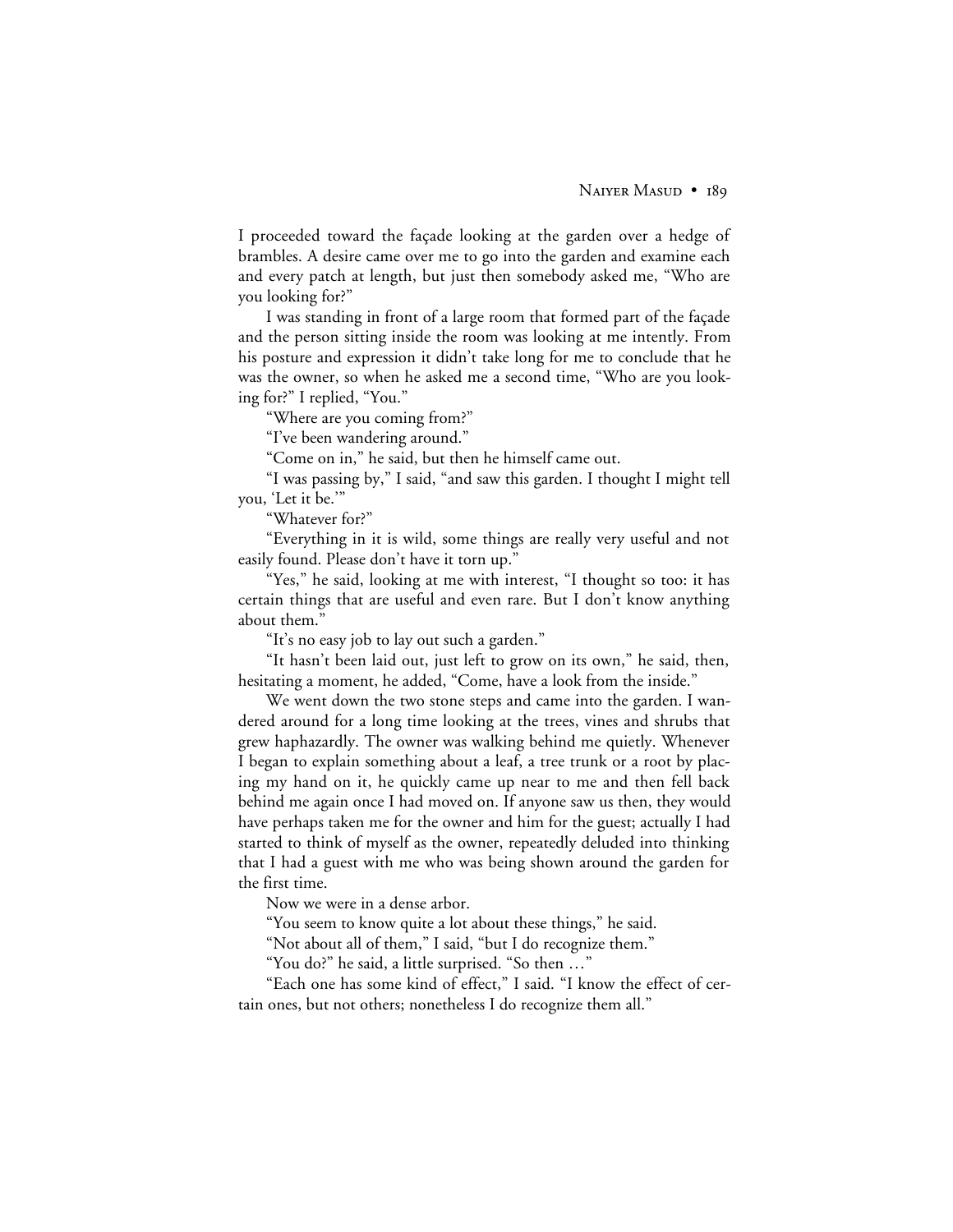I proceeded toward the façade looking at the garden over a hedge of brambles. A desire came over me to go into the garden and examine each and every patch at length, but just then somebody asked me, "Who are you looking for?"

I was standing in front of a large room that formed part of the façade and the person sitting inside the room was looking at me intently. From his posture and expression it didn't take long for me to conclude that he was the owner, so when he asked me a second time, "Who are you looking for?" I replied, "You."

"Where are you coming from?"

"I've been wandering around."

"Come on in," he said, but then he himself came out.

"I was passing by," I said, "and saw this garden. I thought I might tell you, 'Let it be.'"

"Whatever for?"

"Everything in it is wild, some things are really very useful and not easily found. Please don't have it torn up."

"Yes," he said, looking at me with interest, "I thought so too: it has certain things that are useful and even rare. But I don't know anything about them."

"It's no easy job to lay out such a garden."

"It hasn't been laid out, just left to grow on its own," he said, then, hesitating a moment, he added, "Come, have a look from the inside."

We went down the two stone steps and came into the garden. I wandered around for a long time looking at the trees, vines and shrubs that grew haphazardly. The owner was walking behind me quietly. Whenever I began to explain something about a leaf, a tree trunk or a root by placing my hand on it, he quickly came up near to me and then fell back behind me again once I had moved on. If anyone saw us then, they would have perhaps taken me for the owner and him for the guest; actually I had started to think of myself as the owner, repeatedly deluded into thinking that I had a guest with me who was being shown around the garden for the first time.

Now we were in a dense arbor.

"You seem to know quite a lot about these things," he said.

"Not about all of them," I said, "but I do recognize them."

"You do?" he said, a little surprised. "So then …"

"Each one has some kind of effect," I said. "I know the effect of certain ones, but not others; nonetheless I do recognize them all."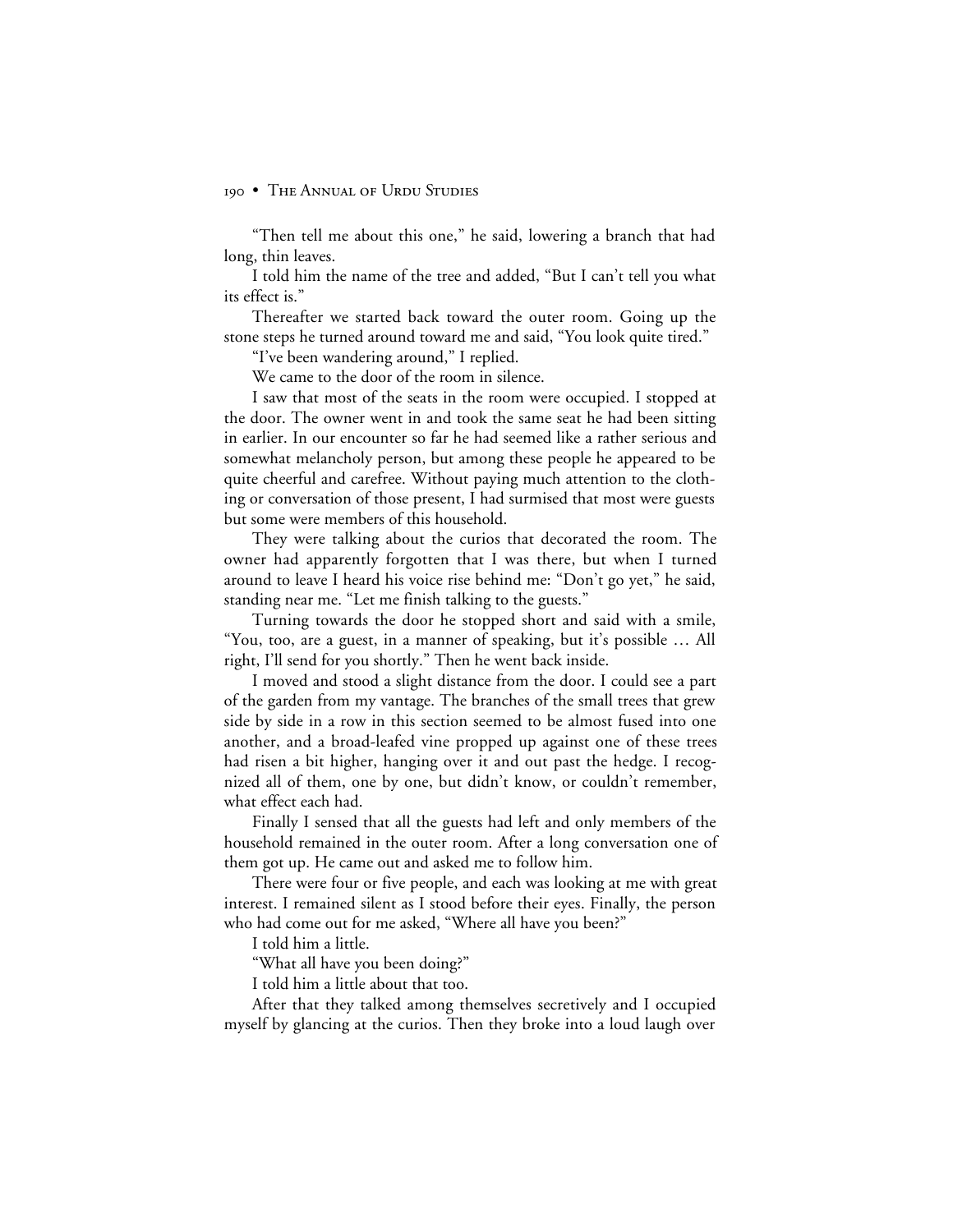"Then tell me about this one," he said, lowering a branch that had long, thin leaves.

I told him the name of the tree and added, "But I can't tell you what its effect is."

Thereafter we started back toward the outer room. Going up the stone steps he turned around toward me and said, "You look quite tired."

"I've been wandering around," I replied.

We came to the door of the room in silence.

I saw that most of the seats in the room were occupied. I stopped at the door. The owner went in and took the same seat he had been sitting in earlier. In our encounter so far he had seemed like a rather serious and somewhat melancholy person, but among these people he appeared to be quite cheerful and carefree. Without paying much attention to the clothing or conversation of those present, I had surmised that most were guests but some were members of this household.

They were talking about the curios that decorated the room. The owner had apparently forgotten that I was there, but when I turned around to leave I heard his voice rise behind me: "Don't go yet," he said, standing near me. "Let me finish talking to the guests."

Turning towards the door he stopped short and said with a smile, "You, too, are a guest, in a manner of speaking, but it's possible … All right, I'll send for you shortly." Then he went back inside.

I moved and stood a slight distance from the door. I could see a part of the garden from my vantage. The branches of the small trees that grew side by side in a row in this section seemed to be almost fused into one another, and a broad-leafed vine propped up against one of these trees had risen a bit higher, hanging over it and out past the hedge. I recognized all of them, one by one, but didn't know, or couldn't remember, what effect each had.

Finally I sensed that all the guests had left and only members of the household remained in the outer room. After a long conversation one of them got up. He came out and asked me to follow him.

There were four or five people, and each was looking at me with great interest. I remained silent as I stood before their eyes. Finally, the person who had come out for me asked, "Where all have you been?"

I told him a little.

"What all have you been doing?"

I told him a little about that too.

After that they talked among themselves secretively and I occupied myself by glancing at the curios. Then they broke into a loud laugh over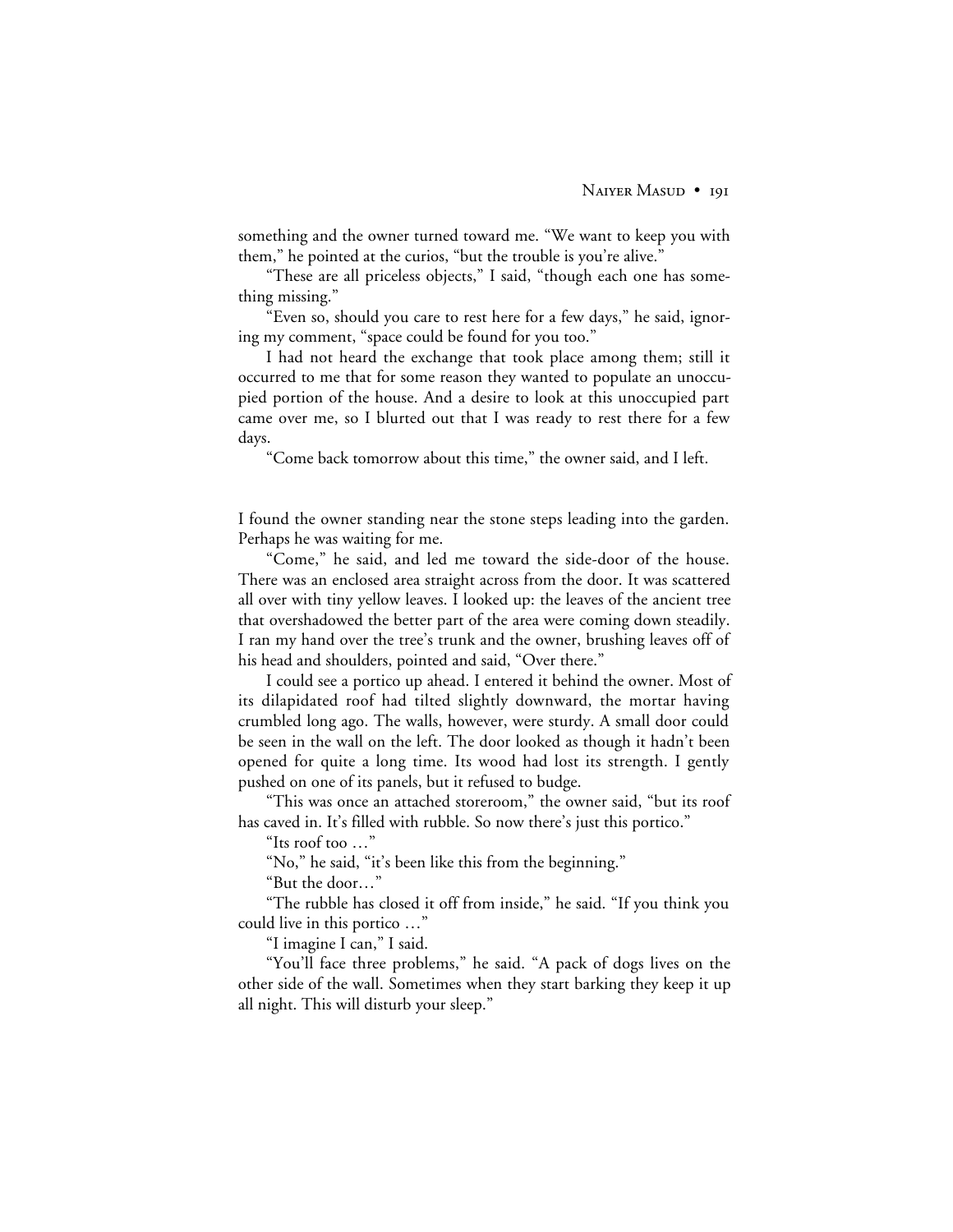something and the owner turned toward me. "We want to keep you with them," he pointed at the curios, "but the trouble is you're alive."

"These are all priceless objects," I said, "though each one has something missing."

"Even so, should you care to rest here for a few days," he said, ignoring my comment, "space could be found for you too."

I had not heard the exchange that took place among them; still it occurred to me that for some reason they wanted to populate an unoccupied portion of the house. And a desire to look at this unoccupied part came over me, so I blurted out that I was ready to rest there for a few days.

"Come back tomorrow about this time," the owner said, and I left.

I found the owner standing near the stone steps leading into the garden. Perhaps he was waiting for me.

"Come," he said, and led me toward the side-door of the house. There was an enclosed area straight across from the door. It was scattered all over with tiny yellow leaves. I looked up: the leaves of the ancient tree that overshadowed the better part of the area were coming down steadily. I ran my hand over the tree's trunk and the owner, brushing leaves off of his head and shoulders, pointed and said, "Over there."

I could see a portico up ahead. I entered it behind the owner. Most of its dilapidated roof had tilted slightly downward, the mortar having crumbled long ago. The walls, however, were sturdy. A small door could be seen in the wall on the left. The door looked as though it hadn't been opened for quite a long time. Its wood had lost its strength. I gently pushed on one of its panels, but it refused to budge.

"This was once an attached storeroom," the owner said, "but its roof has caved in. It's filled with rubble. So now there's just this portico."

"Its roof too …"

"No," he said, "it's been like this from the beginning."

"But the door…"

"The rubble has closed it off from inside," he said. "If you think you could live in this portico …"

"I imagine I can," I said.

"You'll face three problems," he said. "A pack of dogs lives on the other side of the wall. Sometimes when they start barking they keep it up all night. This will disturb your sleep."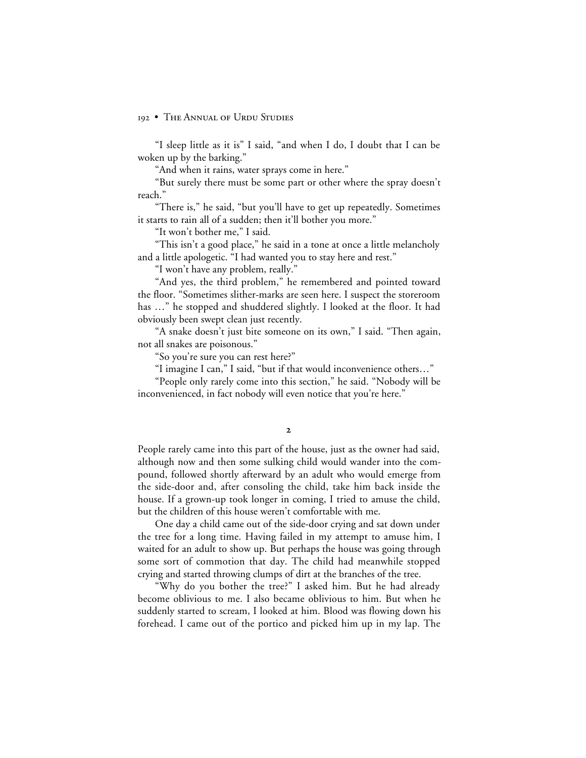"I sleep little as it is" I said, "and when I do, I doubt that I can be woken up by the barking."

"And when it rains, water sprays come in here."

"But surely there must be some part or other where the spray doesn't reach."

"There is," he said, "but you'll have to get up repeatedly. Sometimes it starts to rain all of a sudden; then it'll bother you more."

"It won't bother me," I said.

"This isn't a good place," he said in a tone at once a little melancholy and a little apologetic. "I had wanted you to stay here and rest."

"I won't have any problem, really."

"And yes, the third problem," he remembered and pointed toward the floor. "Sometimes slither-marks are seen here. I suspect the storeroom has …" he stopped and shuddered slightly. I looked at the floor. It had obviously been swept clean just recently.

"A snake doesn't just bite someone on its own," I said. "Then again, not all snakes are poisonous."

"So you're sure you can rest here?"

"I imagine I can," I said, "but if that would inconvenience others…"

"People only rarely come into this section," he said. "Nobody will be inconvenienced, in fact nobody will even notice that you're here."

## 2

People rarely came into this part of the house, just as the owner had said, although now and then some sulking child would wander into the compound, followed shortly afterward by an adult who would emerge from the side-door and, after consoling the child, take him back inside the house. If a grown-up took longer in coming, I tried to amuse the child, but the children of this house weren't comfortable with me.

One day a child came out of the side-door crying and sat down under the tree for a long time. Having failed in my attempt to amuse him, I waited for an adult to show up. But perhaps the house was going through some sort of commotion that day. The child had meanwhile stopped crying and started throwing clumps of dirt at the branches of the tree.

"Why do you bother the tree?" I asked him. But he had already become oblivious to me. I also became oblivious to him. But when he suddenly started to scream, I looked at him. Blood was flowing down his forehead. I came out of the portico and picked him up in my lap. The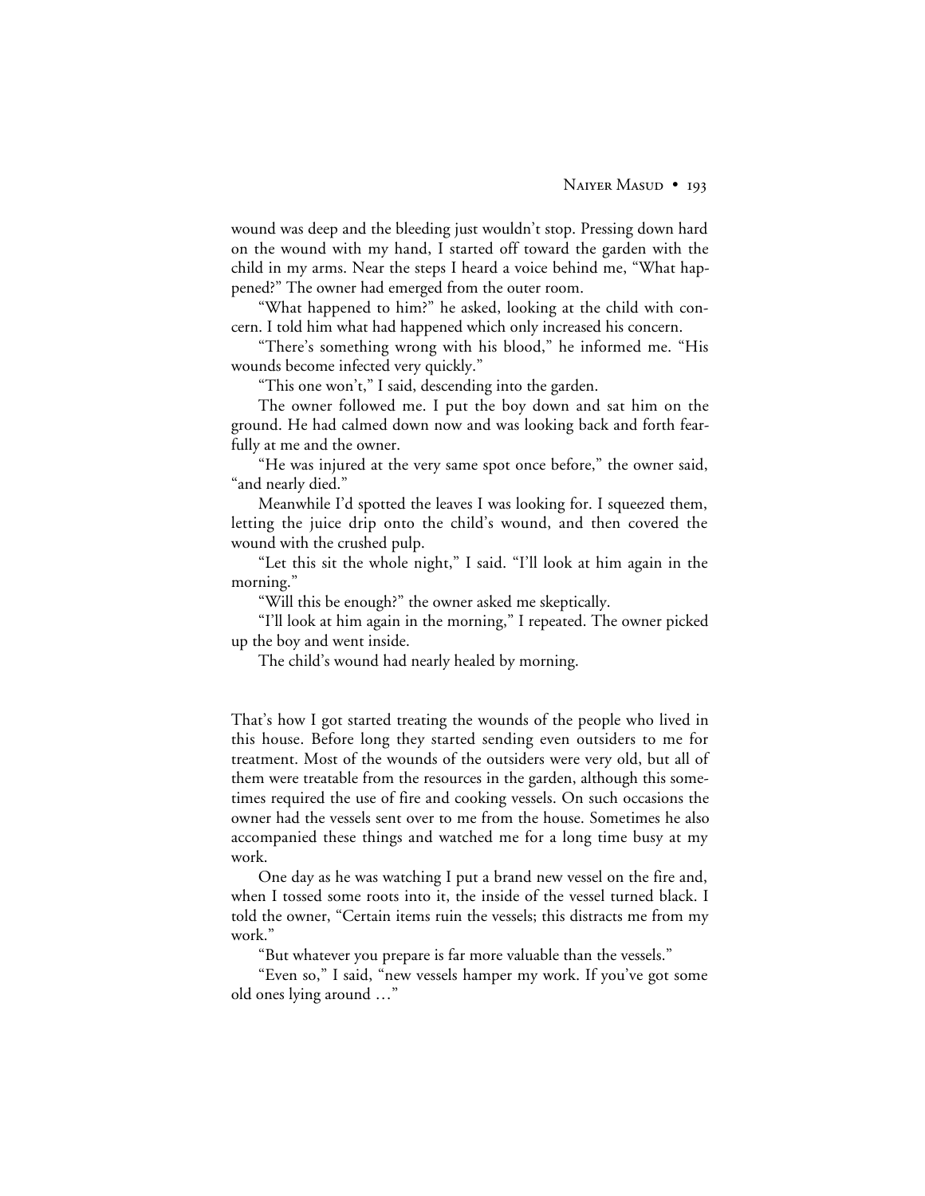wound was deep and the bleeding just wouldn't stop. Pressing down hard on the wound with my hand, I started off toward the garden with the child in my arms. Near the steps I heard a voice behind me, "What happened?" The owner had emerged from the outer room.

"What happened to him?" he asked, looking at the child with concern. I told him what had happened which only increased his concern.

"There's something wrong with his blood," he informed me. "His wounds become infected very quickly."

"This one won't," I said, descending into the garden.

The owner followed me. I put the boy down and sat him on the ground. He had calmed down now and was looking back and forth fearfully at me and the owner.

"He was injured at the very same spot once before," the owner said, "and nearly died."

Meanwhile I'd spotted the leaves I was looking for. I squeezed them, letting the juice drip onto the child's wound, and then covered the wound with the crushed pulp.

"Let this sit the whole night," I said. "I'll look at him again in the morning."

"Will this be enough?" the owner asked me skeptically.

"I'll look at him again in the morning," I repeated. The owner picked up the boy and went inside.

The child's wound had nearly healed by morning.

That's how I got started treating the wounds of the people who lived in this house. Before long they started sending even outsiders to me for treatment. Most of the wounds of the outsiders were very old, but all of them were treatable from the resources in the garden, although this sometimes required the use of fire and cooking vessels. On such occasions the owner had the vessels sent over to me from the house. Sometimes he also accompanied these things and watched me for a long time busy at my work.

One day as he was watching I put a brand new vessel on the fire and, when I tossed some roots into it, the inside of the vessel turned black. I told the owner, "Certain items ruin the vessels; this distracts me from my work."

"But whatever you prepare is far more valuable than the vessels."

"Even so," I said, "new vessels hamper my work. If you've got some old ones lying around …"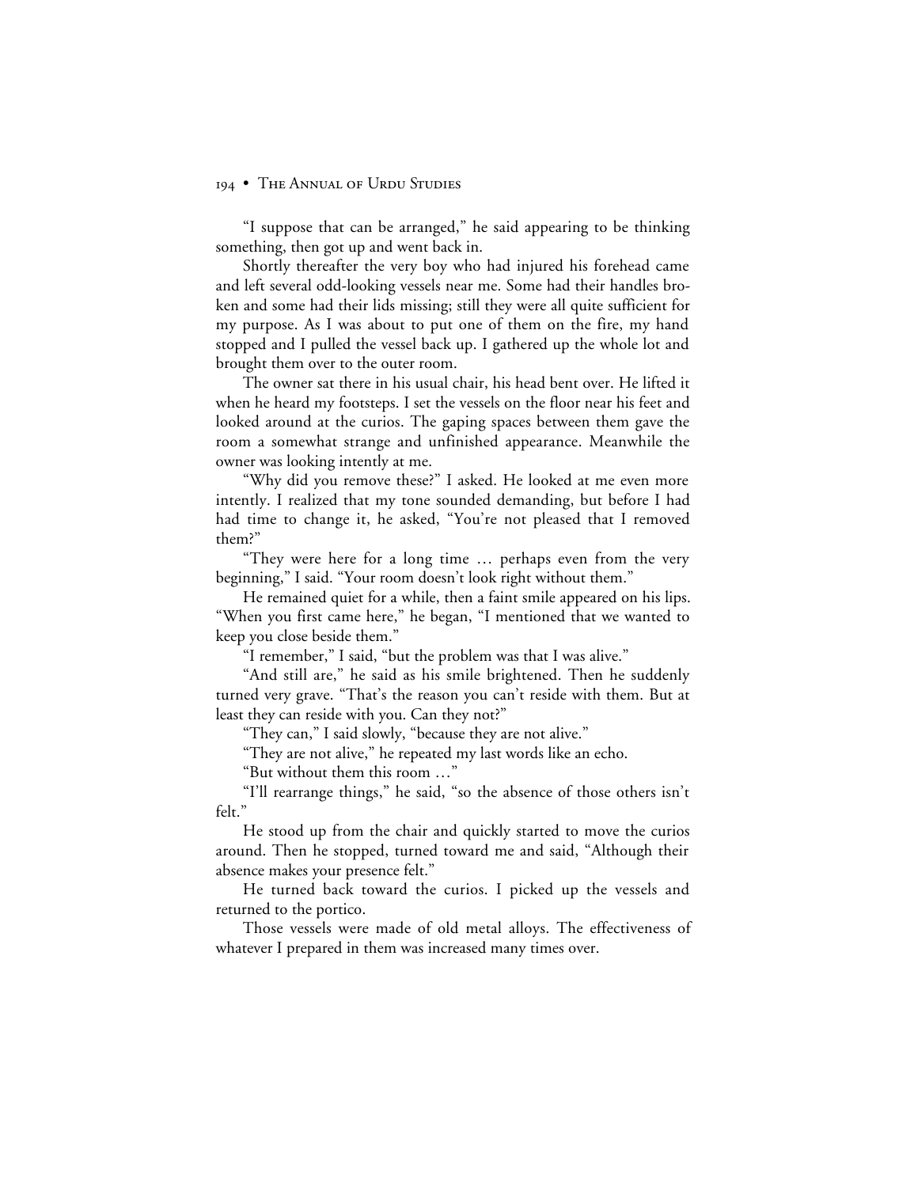"I suppose that can be arranged," he said appearing to be thinking something, then got up and went back in.

Shortly thereafter the very boy who had injured his forehead came and left several odd-looking vessels near me. Some had their handles broken and some had their lids missing; still they were all quite sufficient for my purpose. As I was about to put one of them on the fire, my hand stopped and I pulled the vessel back up. I gathered up the whole lot and brought them over to the outer room.

The owner sat there in his usual chair, his head bent over. He lifted it when he heard my footsteps. I set the vessels on the floor near his feet and looked around at the curios. The gaping spaces between them gave the room a somewhat strange and unfinished appearance. Meanwhile the owner was looking intently at me.

"Why did you remove these?" I asked. He looked at me even more intently. I realized that my tone sounded demanding, but before I had had time to change it, he asked, "You're not pleased that I removed them?"

"They were here for a long time … perhaps even from the very beginning," I said. "Your room doesn't look right without them."

He remained quiet for a while, then a faint smile appeared on his lips. "When you first came here," he began, "I mentioned that we wanted to keep you close beside them."

"I remember," I said, "but the problem was that I was alive."

"And still are," he said as his smile brightened. Then he suddenly turned very grave. "That's the reason you can't reside with them. But at least they can reside with you. Can they not?"

"They can," I said slowly, "because they are not alive."

"They are not alive," he repeated my last words like an echo.

"But without them this room …"

"I'll rearrange things," he said, "so the absence of those others isn't felt."

He stood up from the chair and quickly started to move the curios around. Then he stopped, turned toward me and said, "Although their absence makes your presence felt."

He turned back toward the curios. I picked up the vessels and returned to the portico.

Those vessels were made of old metal alloys. The effectiveness of whatever I prepared in them was increased many times over.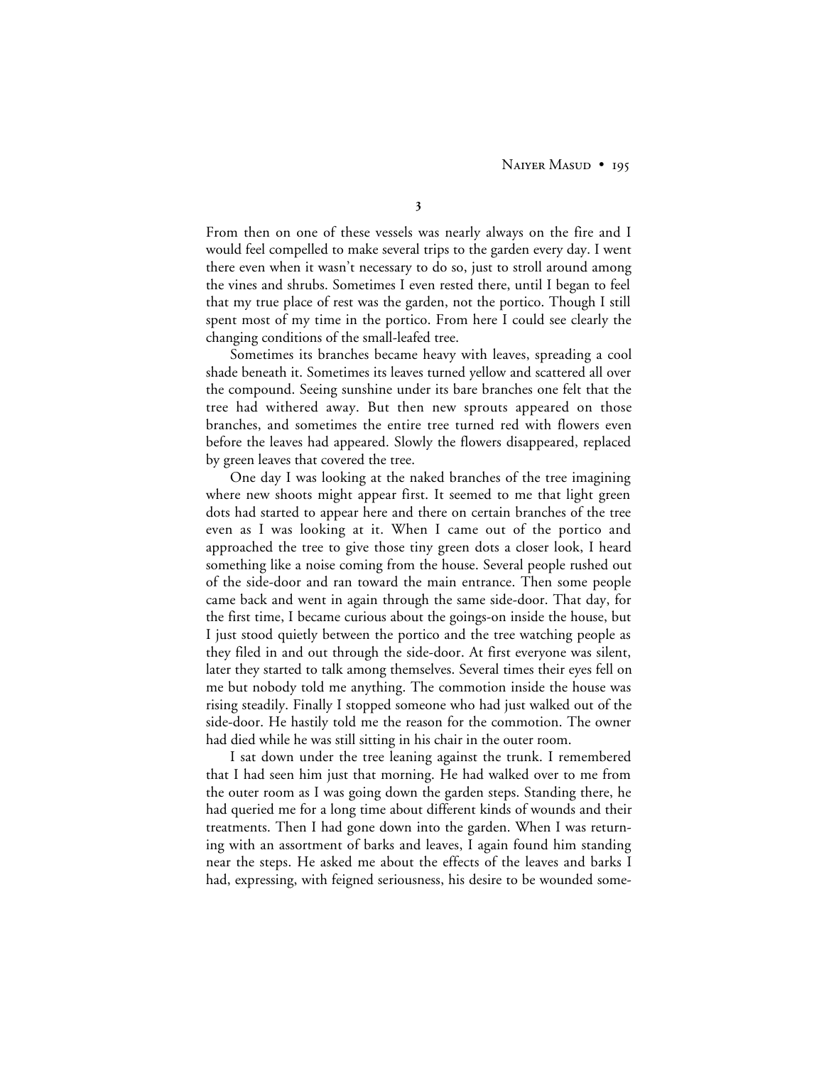**3**

From then on one of these vessels was nearly always on the fire and I would feel compelled to make several trips to the garden every day. I went there even when it wasn't necessary to do so, just to stroll around among the vines and shrubs. Sometimes I even rested there, until I began to feel that my true place of rest was the garden, not the portico. Though I still spent most of my time in the portico. From here I could see clearly the changing conditions of the small-leafed tree.

Sometimes its branches became heavy with leaves, spreading a cool shade beneath it. Sometimes its leaves turned yellow and scattered all over the compound. Seeing sunshine under its bare branches one felt that the tree had withered away. But then new sprouts appeared on those branches, and sometimes the entire tree turned red with flowers even before the leaves had appeared. Slowly the flowers disappeared, replaced by green leaves that covered the tree.

One day I was looking at the naked branches of the tree imagining where new shoots might appear first. It seemed to me that light green dots had started to appear here and there on certain branches of the tree even as I was looking at it. When I came out of the portico and approached the tree to give those tiny green dots a closer look, I heard something like a noise coming from the house. Several people rushed out of the side-door and ran toward the main entrance. Then some people came back and went in again through the same side-door. That day, for the first time, I became curious about the goings-on inside the house, but I just stood quietly between the portico and the tree watching people as they filed in and out through the side-door. At first everyone was silent, later they started to talk among themselves. Several times their eyes fell on me but nobody told me anything. The commotion inside the house was rising steadily. Finally I stopped someone who had just walked out of the side-door. He hastily told me the reason for the commotion. The owner had died while he was still sitting in his chair in the outer room.

I sat down under the tree leaning against the trunk. I remembered that I had seen him just that morning. He had walked over to me from the outer room as I was going down the garden steps. Standing there, he had queried me for a long time about different kinds of wounds and their treatments. Then I had gone down into the garden. When I was returning with an assortment of barks and leaves, I again found him standing near the steps. He asked me about the effects of the leaves and barks I had, expressing, with feigned seriousness, his desire to be wounded some-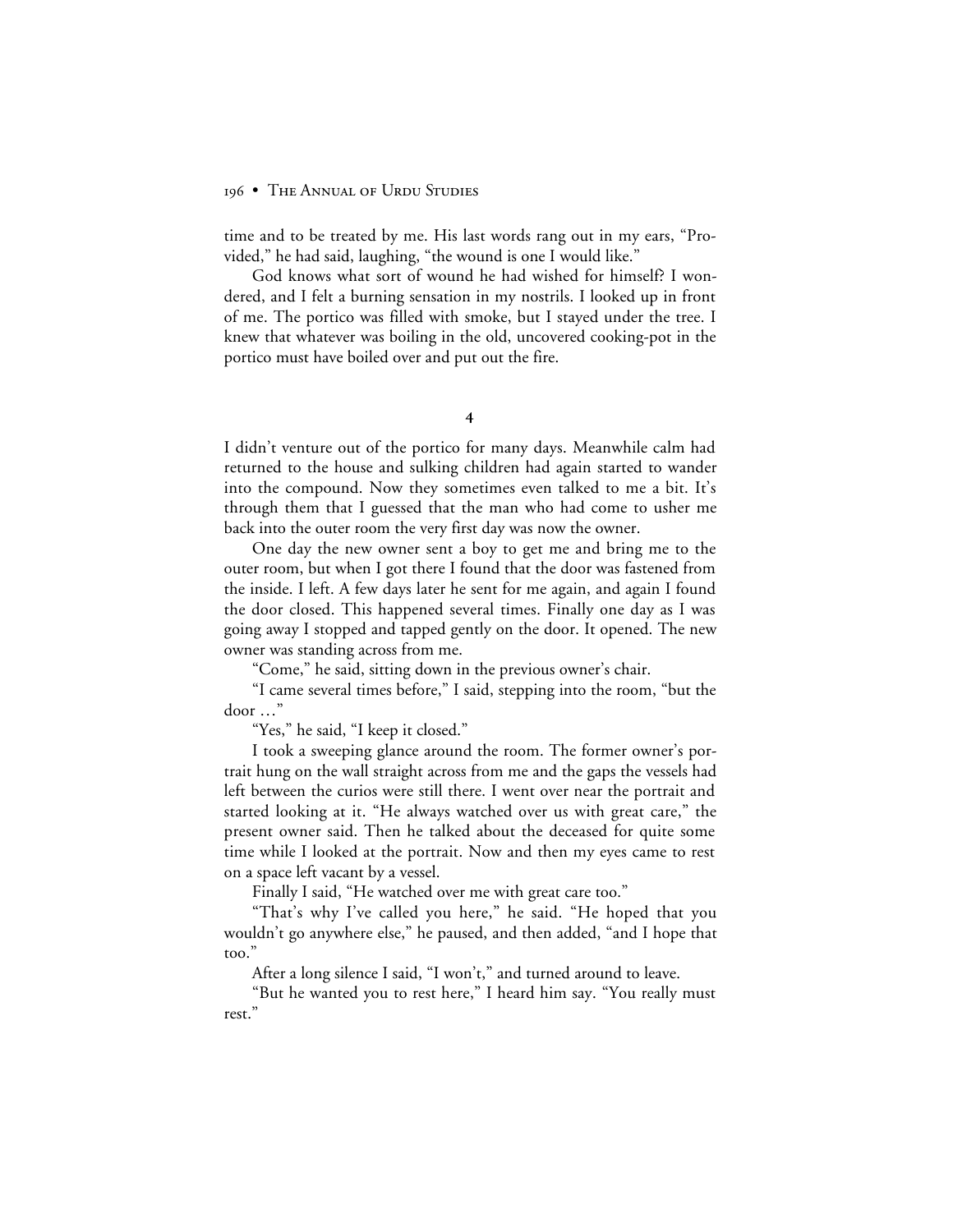time and to be treated by me. His last words rang out in my ears, "Provided," he had said, laughing, "the wound is one I would like."

God knows what sort of wound he had wished for himself? I wondered, and I felt a burning sensation in my nostrils. I looked up in front of me. The portico was filled with smoke, but I stayed under the tree. I knew that whatever was boiling in the old, uncovered cooking-pot in the portico must have boiled over and put out the fire.

## 4

I didn't venture out of the portico for many days. Meanwhile calm had returned to the house and sulking children had again started to wander into the compound. Now they sometimes even talked to me a bit. It's through them that I guessed that the man who had come to usher me back into the outer room the very first day was now the owner.

One day the new owner sent a boy to get me and bring me to the outer room, but when I got there I found that the door was fastened from the inside. I left. A few days later he sent for me again, and again I found the door closed. This happened several times. Finally one day as I was going away I stopped and tapped gently on the door. It opened. The new owner was standing across from me.

"Come," he said, sitting down in the previous owner's chair.

"I came several times before," I said, stepping into the room, "but the door …"

"Yes," he said, "I keep it closed."

I took a sweeping glance around the room. The former owner's portrait hung on the wall straight across from me and the gaps the vessels had left between the curios were still there. I went over near the portrait and started looking at it. "He always watched over us with great care," the present owner said. Then he talked about the deceased for quite some time while I looked at the portrait. Now and then my eyes came to rest on a space left vacant by a vessel.

Finally I said, "He watched over me with great care too."

"That's why I've called you here," he said. "He hoped that you wouldn't go anywhere else," he paused, and then added, "and I hope that too."

After a long silence I said, "I won't," and turned around to leave.

"But he wanted you to rest here," I heard him say. "You really must rest."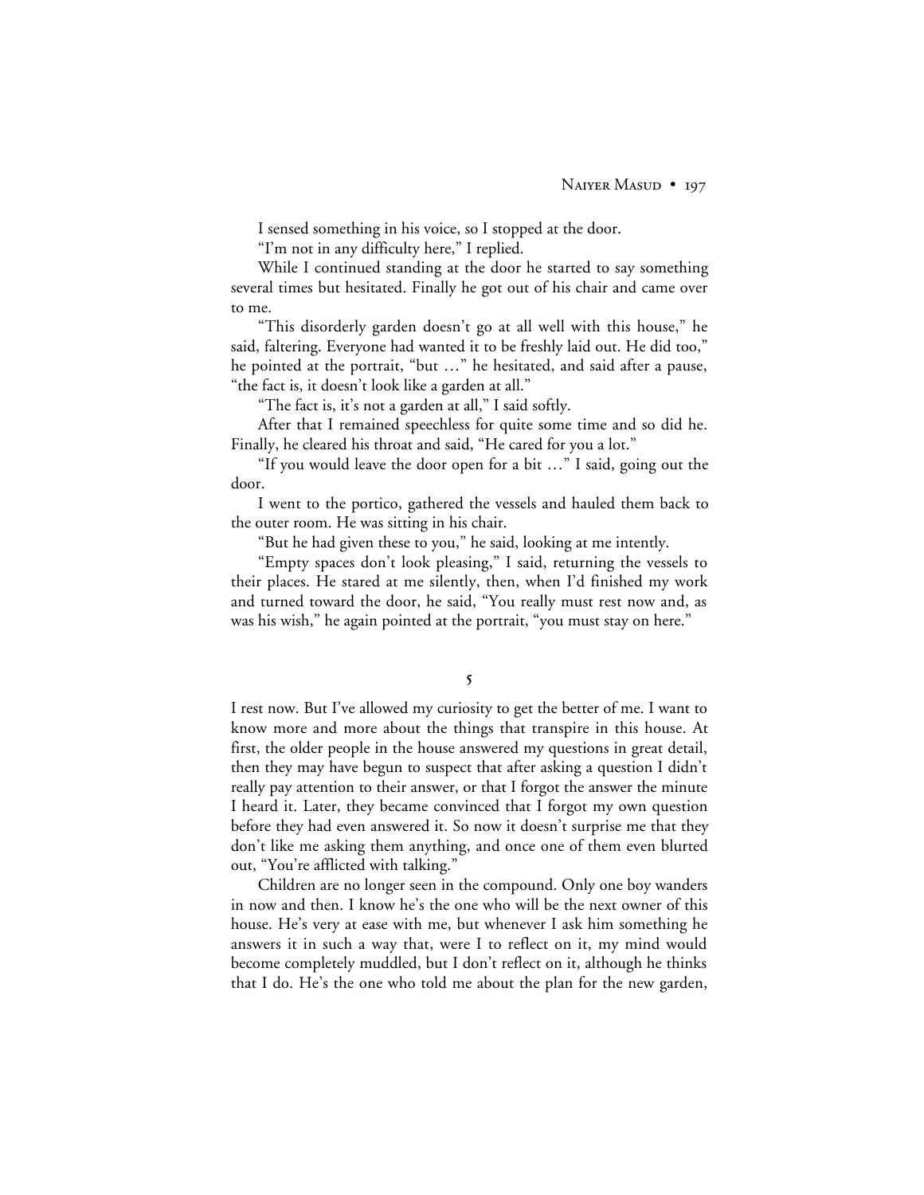I sensed something in his voice, so I stopped at the door.

"I'm not in any difficulty here," I replied.

While I continued standing at the door he started to say something several times but hesitated. Finally he got out of his chair and came over to me.

"This disorderly garden doesn't go at all well with this house," he said, faltering. Everyone had wanted it to be freshly laid out. He did too," he pointed at the portrait, "but …" he hesitated, and said after a pause, "the fact is, it doesn't look like a garden at all."

"The fact is, it's not a garden at all," I said softly.

After that I remained speechless for quite some time and so did he. Finally, he cleared his throat and said, "He cared for you a lot."

"If you would leave the door open for a bit …" I said, going out the door.

I went to the portico, gathered the vessels and hauled them back to the outer room. He was sitting in his chair.

"But he had given these to you," he said, looking at me intently.

"Empty spaces don't look pleasing," I said, returning the vessels to their places. He stared at me silently, then, when I'd finished my work and turned toward the door, he said, "You really must rest now and, as was his wish," he again pointed at the portrait, "you must stay on here."

## 5

I rest now. But I've allowed my curiosity to get the better of me. I want to know more and more about the things that transpire in this house. At first, the older people in the house answered my questions in great detail, then they may have begun to suspect that after asking a question I didn't really pay attention to their answer, or that I forgot the answer the minute I heard it. Later, they became convinced that I forgot my own question before they had even answered it. So now it doesn't surprise me that they don't like me asking them anything, and once one of them even blurted out, "You're afflicted with talking."

Children are no longer seen in the compound. Only one boy wanders in now and then. I know he's the one who will be the next owner of this house. He's very at ease with me, but whenever I ask him something he answers it in such a way that, were I to reflect on it, my mind would become completely muddled, but I don't reflect on it, although he thinks that I do. He's the one who told me about the plan for the new garden,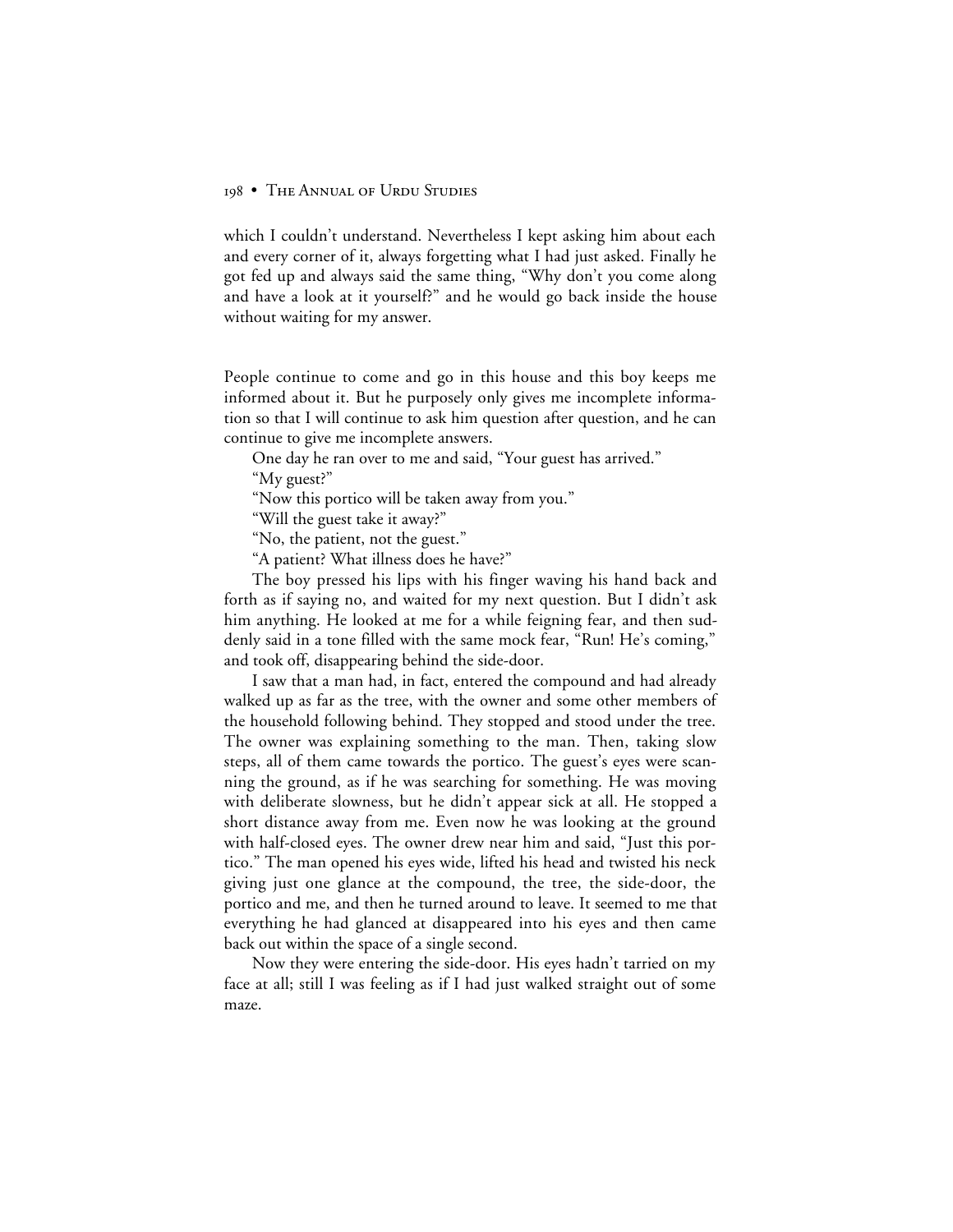which I couldn't understand. Nevertheless I kept asking him about each and every corner of it, always forgetting what I had just asked. Finally he got fed up and always said the same thing, "Why don't you come along and have a look at it yourself?" and he would go back inside the house without waiting for my answer.

People continue to come and go in this house and this boy keeps me informed about it. But he purposely only gives me incomplete information so that I will continue to ask him question after question, and he can continue to give me incomplete answers.

One day he ran over to me and said, "Your guest has arrived."

"My guest?"

"Now this portico will be taken away from you."

"Will the guest take it away?"

"No, the patient, not the guest."

"A patient? What illness does he have?"

The boy pressed his lips with his finger waving his hand back and forth as if saying no, and waited for my next question. But I didn't ask him anything. He looked at me for a while feigning fear, and then suddenly said in a tone filled with the same mock fear, "Run! He's coming," and took off, disappearing behind the side-door.

I saw that a man had, in fact, entered the compound and had already walked up as far as the tree, with the owner and some other members of the household following behind. They stopped and stood under the tree. The owner was explaining something to the man. Then, taking slow steps, all of them came towards the portico. The guest's eyes were scanning the ground, as if he was searching for something. He was moving with deliberate slowness, but he didn't appear sick at all. He stopped a short distance away from me. Even now he was looking at the ground with half-closed eyes. The owner drew near him and said, "Just this portico." The man opened his eyes wide, lifted his head and twisted his neck giving just one glance at the compound, the tree, the side-door, the portico and me, and then he turned around to leave. It seemed to me that everything he had glanced at disappeared into his eyes and then came back out within the space of a single second.

Now they were entering the side-door. His eyes hadn't tarried on my face at all; still I was feeling as if I had just walked straight out of some maze.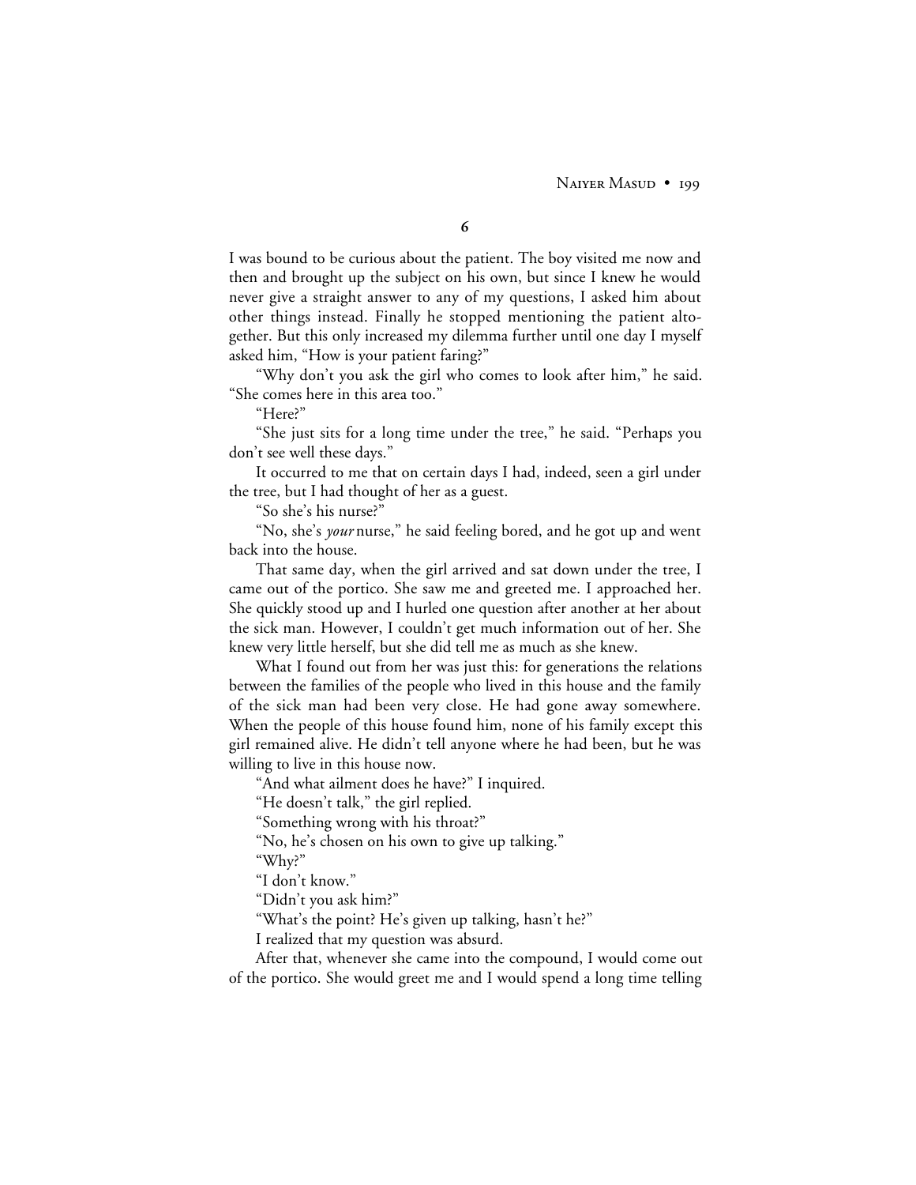## 6

I was bound to be curious about the patient. The boy visited me now and then and brought up the subject on his own, but since I knew he would never give a straight answer to any of my questions, I asked him about other things instead. Finally he stopped mentioning the patient altogether. But this only increased my dilemma further until one day I myself asked him, "How is your patient faring?"

"Why don't you ask the girl who comes to look after him," he said. "She comes here in this area too."

"Here?"

"She just sits for a long time under the tree," he said. "Perhaps you don't see well these days."

It occurred to me that on certain days I had, indeed, seen a girl under the tree, but I had thought of her as a guest.

"So she's his nurse?"

"No, she's *your* nurse," he said feeling bored, and he got up and went back into the house.

That same day, when the girl arrived and sat down under the tree, I came out of the portico. She saw me and greeted me. I approached her. She quickly stood up and I hurled one question after another at her about the sick man. However, I couldn't get much information out of her. She knew very little herself, but she did tell me as much as she knew.

What I found out from her was just this: for generations the relations between the families of the people who lived in this house and the family of the sick man had been very close. He had gone away somewhere. When the people of this house found him, none of his family except this girl remained alive. He didn't tell anyone where he had been, but he was willing to live in this house now.

"And what ailment does he have?" I inquired.

"He doesn't talk," the girl replied.

"Something wrong with his throat?"

"No, he's chosen on his own to give up talking."

"Why?"

"I don't know."

"Didn't you ask him?"

"What's the point? He's given up talking, hasn't he?"

I realized that my question was absurd.

After that, whenever she came into the compound, I would come out of the portico. She would greet me and I would spend a long time telling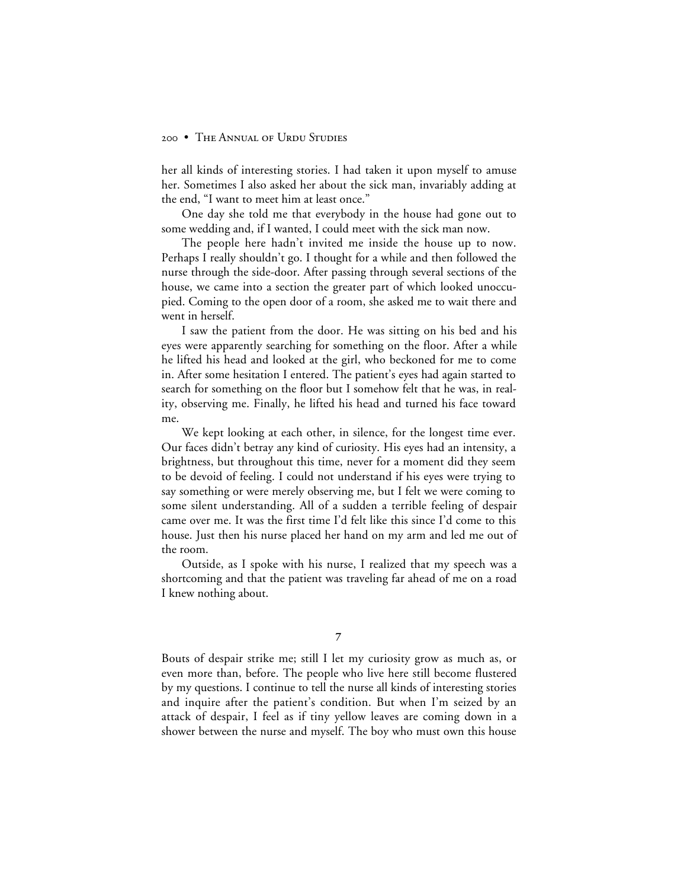her all kinds of interesting stories. I had taken it upon myself to amuse her. Sometimes I also asked her about the sick man, invariably adding at the end, "I want to meet him at least once."

One day she told me that everybody in the house had gone out to some wedding and, if I wanted, I could meet with the sick man now.

The people here hadn't invited me inside the house up to now. Perhaps I really shouldn't go. I thought for a while and then followed the nurse through the side-door. After passing through several sections of the house, we came into a section the greater part of which looked unoccupied. Coming to the open door of a room, she asked me to wait there and went in herself.

I saw the patient from the door. He was sitting on his bed and his eyes were apparently searching for something on the floor. After a while he lifted his head and looked at the girl, who beckoned for me to come in. After some hesitation I entered. The patient's eyes had again started to search for something on the floor but I somehow felt that he was, in reality, observing me. Finally, he lifted his head and turned his face toward me.

We kept looking at each other, in silence, for the longest time ever. Our faces didn't betray any kind of curiosity. His eyes had an intensity, a brightness, but throughout this time, never for a moment did they seem to be devoid of feeling. I could not understand if his eyes were trying to say something or were merely observing me, but I felt we were coming to some silent understanding. All of a sudden a terrible feeling of despair came over me. It was the first time I'd felt like this since I'd come to this house. Just then his nurse placed her hand on my arm and led me out of the room.

Outside, as I spoke with his nurse, I realized that my speech was a shortcoming and that the patient was traveling far ahead of me on a road I knew nothing about.

## 7

Bouts of despair strike me; still I let my curiosity grow as much as, or even more than, before. The people who live here still become flustered by my questions. I continue to tell the nurse all kinds of interesting stories and inquire after the patient's condition. But when I'm seized by an attack of despair, I feel as if tiny yellow leaves are coming down in a shower between the nurse and myself. The boy who must own this house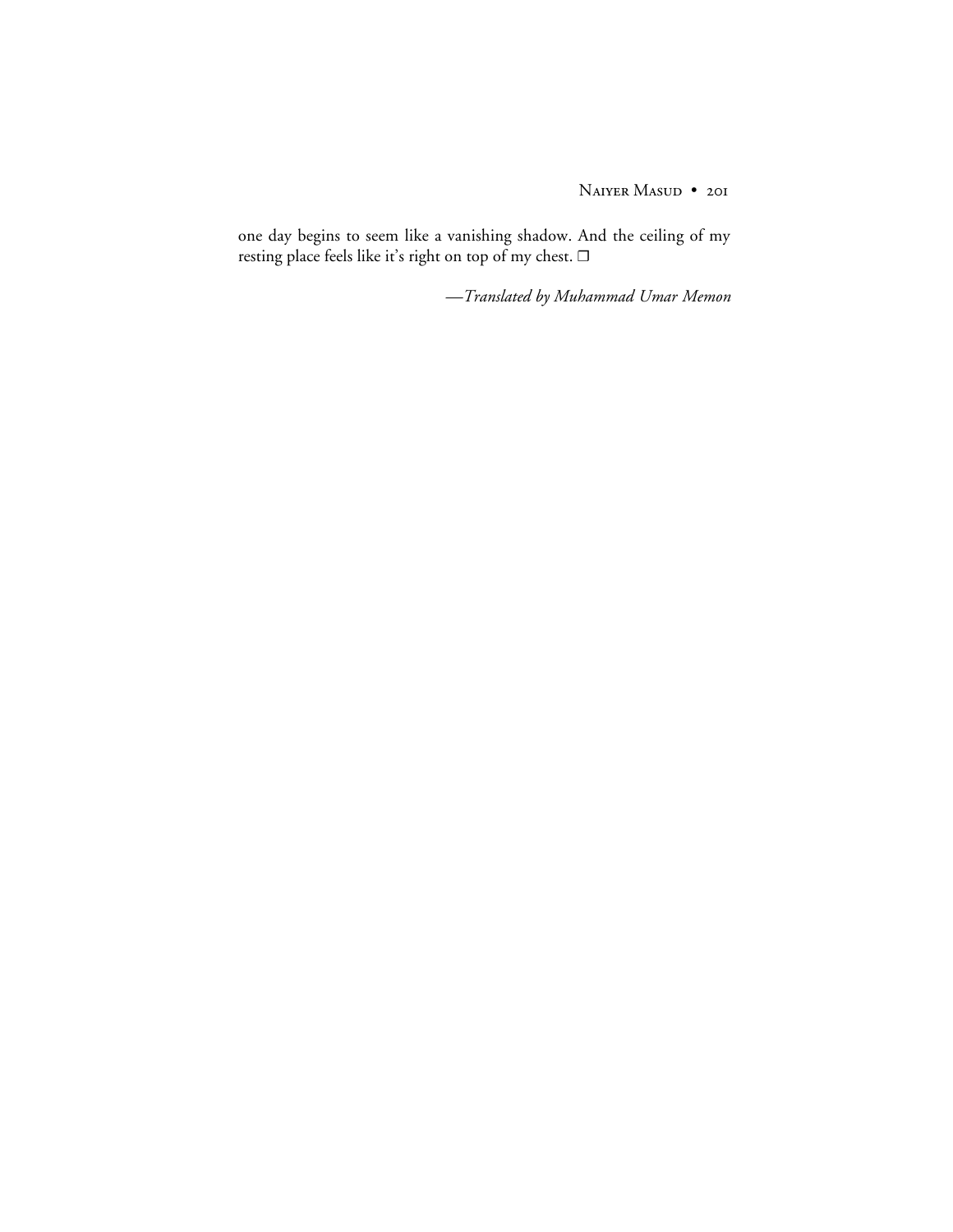one day begins to seem like a vanishing shadow. And the ceiling of my resting place feels like it's right on top of my chest. ❐

*—Translated by Muhammad Umar Memon*